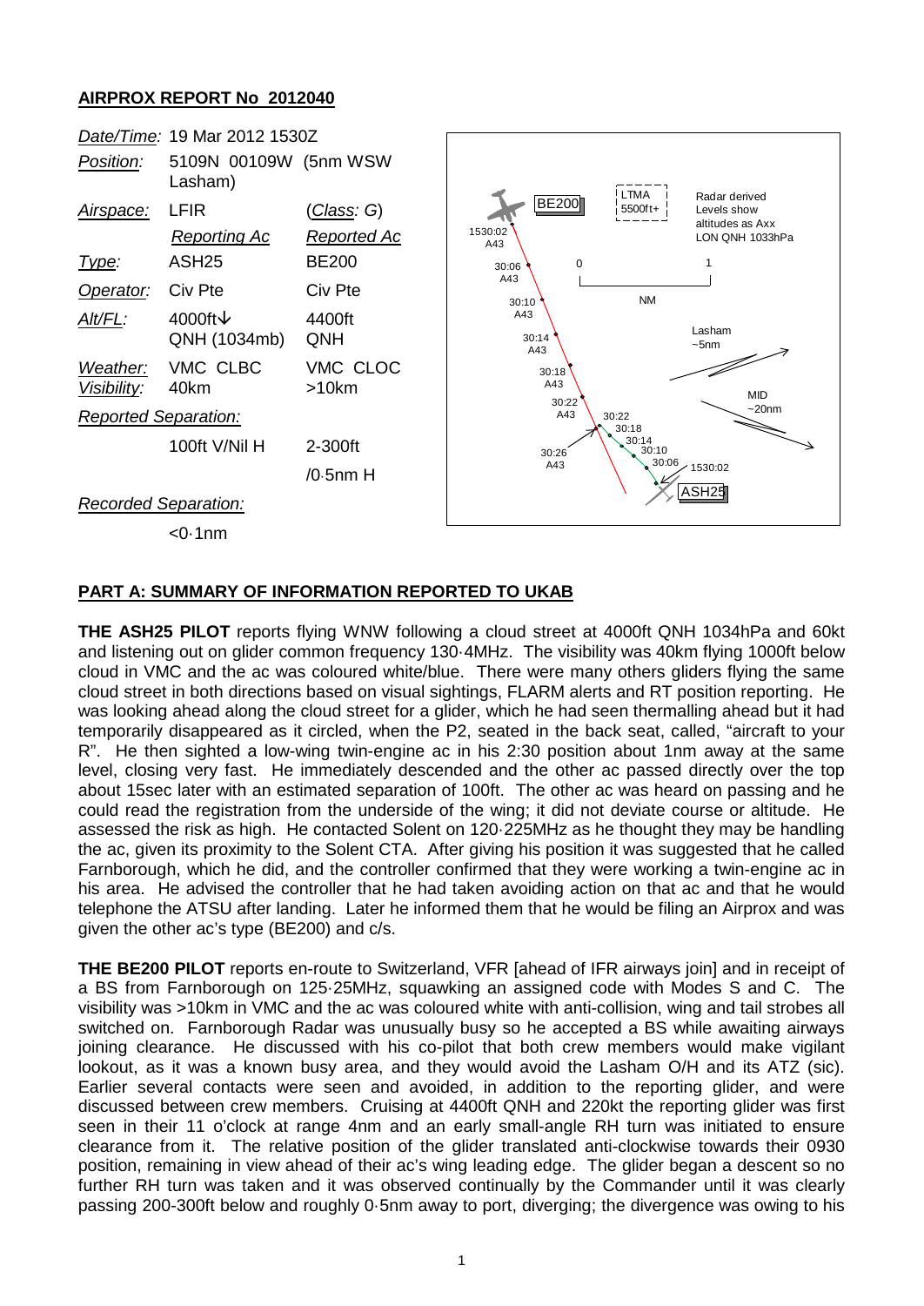**AIRPROX REPORT No 2012040**

| | | |
|---|---|---|
| *Date/Time:* | 19 Mar 2012 1530Z | |
| *Position:* | 5109N 00109W (5nm WSW Lasham) | |
| *Airspace:* | LFIR | (*Class:* G) |
| | *Reporting Ac* | *Reported Ac* |
| *Type:* | ASH25 | BE200 |
| *Operator:* | Civ Pte | Civ Pte |
| *Alt/FL:* | 4000ft↓ QNH (1034mb) | 4400ft QNH |
| *Weather:* *Visibility:* | VMC CLBC 40km | VMC CLOC >10km |
| *Reported Separation:* | | |
| | 100ft V/Nil H | 2-300ft /0·5nm H |
| *Recorded Separation:* | | |
| | <0·1nm | |

BE200 | LTMA 5500ft+ | Radar derived Levels show altitudes as Axx LON QNH 1033hPa

1530:02 A43 | 30:06 A43 | 30:10 A43 | 30:14 A43 | 30:18 A43 | 30:22 A43 | 30:26 A43

0 – 1 NM

Lasham ~5nm | MID ~20nm

ASH25 | 1530:02 | 30:06 | 30:10 | 30:14 | 30:18 | 30:22

**PART A: SUMMARY OF INFORMATION REPORTED TO UKAB**

**THE ASH25 PILOT** reports flying WNW following a cloud street at 4000ft QNH 1034hPa and 60kt and listening out on glider common frequency 130·4MHz. The visibility was 40km flying 1000ft below cloud in VMC and the ac was coloured white/blue. There were many others gliders flying the same cloud street in both directions based on visual sightings, FLARM alerts and RT position reporting. He was looking ahead along the cloud street for a glider, which he had seen thermalling ahead but it had temporarily disappeared as it circled, when the P2, seated in the back seat, called, "aircraft to your R". He then sighted a low-wing twin-engine ac in his 2:30 position about 1nm away at the same level, closing very fast. He immediately descended and the other ac passed directly over the top about 15sec later with an estimated separation of 100ft. The other ac was heard on passing and he could read the registration from the underside of the wing; it did not deviate course or altitude. He assessed the risk as high. He contacted Solent on 120·225MHz as he thought they may be handling the ac, given its proximity to the Solent CTA. After giving his position it was suggested that he called Farnborough, which he did, and the controller confirmed that they were working a twin-engine ac in his area. He advised the controller that he had taken avoiding action on that ac and that he would telephone the ATSU after landing. Later he informed them that he would be filing an Airprox and was given the other ac's type (BE200) and c/s.

**THE BE200 PILOT** reports en-route to Switzerland, VFR [ahead of IFR airways join] and in receipt of a BS from Farnborough on 125·25MHz, squawking an assigned code with Modes S and C. The visibility was >10km in VMC and the ac was coloured white with anti-collision, wing and tail strobes all switched on. Farnborough Radar was unusually busy so he accepted a BS while awaiting airways joining clearance. He discussed with his co-pilot that both crew members would make vigilant lookout, as it was a known busy area, and they would avoid the Lasham O/H and its ATZ (sic). Earlier several contacts were seen and avoided, in addition to the reporting glider, and were discussed between crew members. Cruising at 4400ft QNH and 220kt the reporting glider was first seen in their 11 o'clock at range 4nm and an early small-angle RH turn was initiated to ensure clearance from it. The relative position of the glider translated anti-clockwise towards their 0930 position, remaining in view ahead of their ac's wing leading edge. The glider began a descent so no further RH turn was taken and it was observed continually by the Commander until it was clearly passing 200-300ft below and roughly 0·5nm away to port, diverging; the divergence was owing to his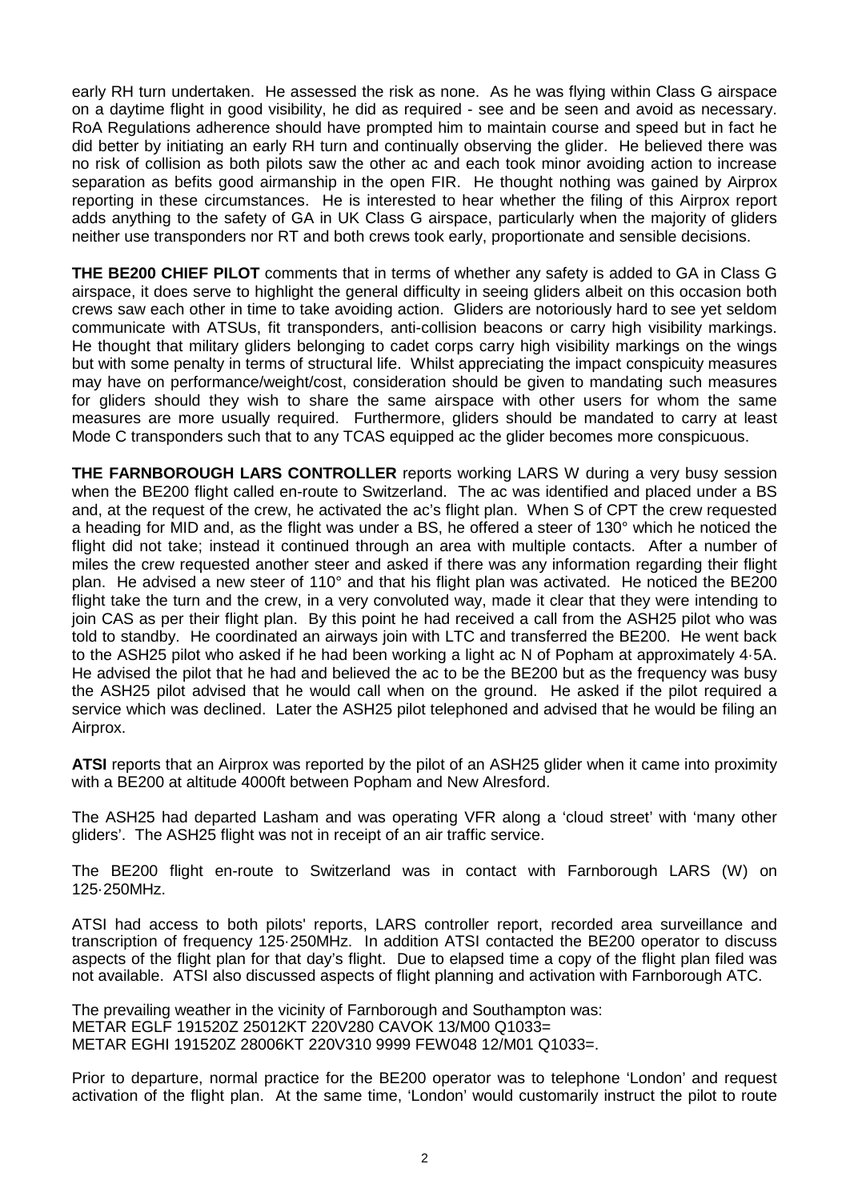early RH turn undertaken. He assessed the risk as none. As he was flying within Class G airspace on a daytime flight in good visibility, he did as required - see and be seen and avoid as necessary. RoA Regulations adherence should have prompted him to maintain course and speed but in fact he did better by initiating an early RH turn and continually observing the glider. He believed there was no risk of collision as both pilots saw the other ac and each took minor avoiding action to increase separation as befits good airmanship in the open FIR. He thought nothing was gained by Airprox reporting in these circumstances. He is interested to hear whether the filing of this Airprox report adds anything to the safety of GA in UK Class G airspace, particularly when the majority of gliders neither use transponders nor RT and both crews took early, proportionate and sensible decisions.

**THE BE200 CHIEF PILOT** comments that in terms of whether any safety is added to GA in Class G airspace, it does serve to highlight the general difficulty in seeing gliders albeit on this occasion both crews saw each other in time to take avoiding action. Gliders are notoriously hard to see yet seldom communicate with ATSUs, fit transponders, anti-collision beacons or carry high visibility markings. He thought that military gliders belonging to cadet corps carry high visibility markings on the wings but with some penalty in terms of structural life. Whilst appreciating the impact conspicuity measures may have on performance/weight/cost, consideration should be given to mandating such measures for gliders should they wish to share the same airspace with other users for whom the same measures are more usually required. Furthermore, gliders should be mandated to carry at least Mode C transponders such that to any TCAS equipped ac the glider becomes more conspicuous.

**THE FARNBOROUGH LARS CONTROLLER** reports working LARS W during a very busy session when the BE200 flight called en-route to Switzerland. The ac was identified and placed under a BS and, at the request of the crew, he activated the ac's flight plan. When S of CPT the crew requested a heading for MID and, as the flight was under a BS, he offered a steer of 130° which he noticed the flight did not take; instead it continued through an area with multiple contacts. After a number of miles the crew requested another steer and asked if there was any information regarding their flight plan. He advised a new steer of 110° and that his flight plan was activated. He noticed the BE200 flight take the turn and the crew, in a very convoluted way, made it clear that they were intending to join CAS as per their flight plan. By this point he had received a call from the ASH25 pilot who was told to standby. He coordinated an airways join with LTC and transferred the BE200. He went back to the ASH25 pilot who asked if he had been working a light ac N of Popham at approximately 4·5A. He advised the pilot that he had and believed the ac to be the BE200 but as the frequency was busy the ASH25 pilot advised that he would call when on the ground. He asked if the pilot required a service which was declined. Later the ASH25 pilot telephoned and advised that he would be filing an Airprox.

**ATSI** reports that an Airprox was reported by the pilot of an ASH25 glider when it came into proximity with a BE200 at altitude 4000ft between Popham and New Alresford.

The ASH25 had departed Lasham and was operating VFR along a 'cloud street' with 'many other gliders'. The ASH25 flight was not in receipt of an air traffic service.

The BE200 flight en-route to Switzerland was in contact with Farnborough LARS (W) on 125·250MHz.

ATSI had access to both pilots' reports, LARS controller report, recorded area surveillance and transcription of frequency 125·250MHz. In addition ATSI contacted the BE200 operator to discuss aspects of the flight plan for that day's flight. Due to elapsed time a copy of the flight plan filed was not available. ATSI also discussed aspects of flight planning and activation with Farnborough ATC.

The prevailing weather in the vicinity of Farnborough and Southampton was:
METAR EGLF 191520Z 25012KT 220V280 CAVOK 13/M00 Q1033=
METAR EGHI 191520Z 28006KT 220V310 9999 FEW048 12/M01 Q1033=.

Prior to departure, normal practice for the BE200 operator was to telephone 'London' and request activation of the flight plan. At the same time, 'London' would customarily instruct the pilot to route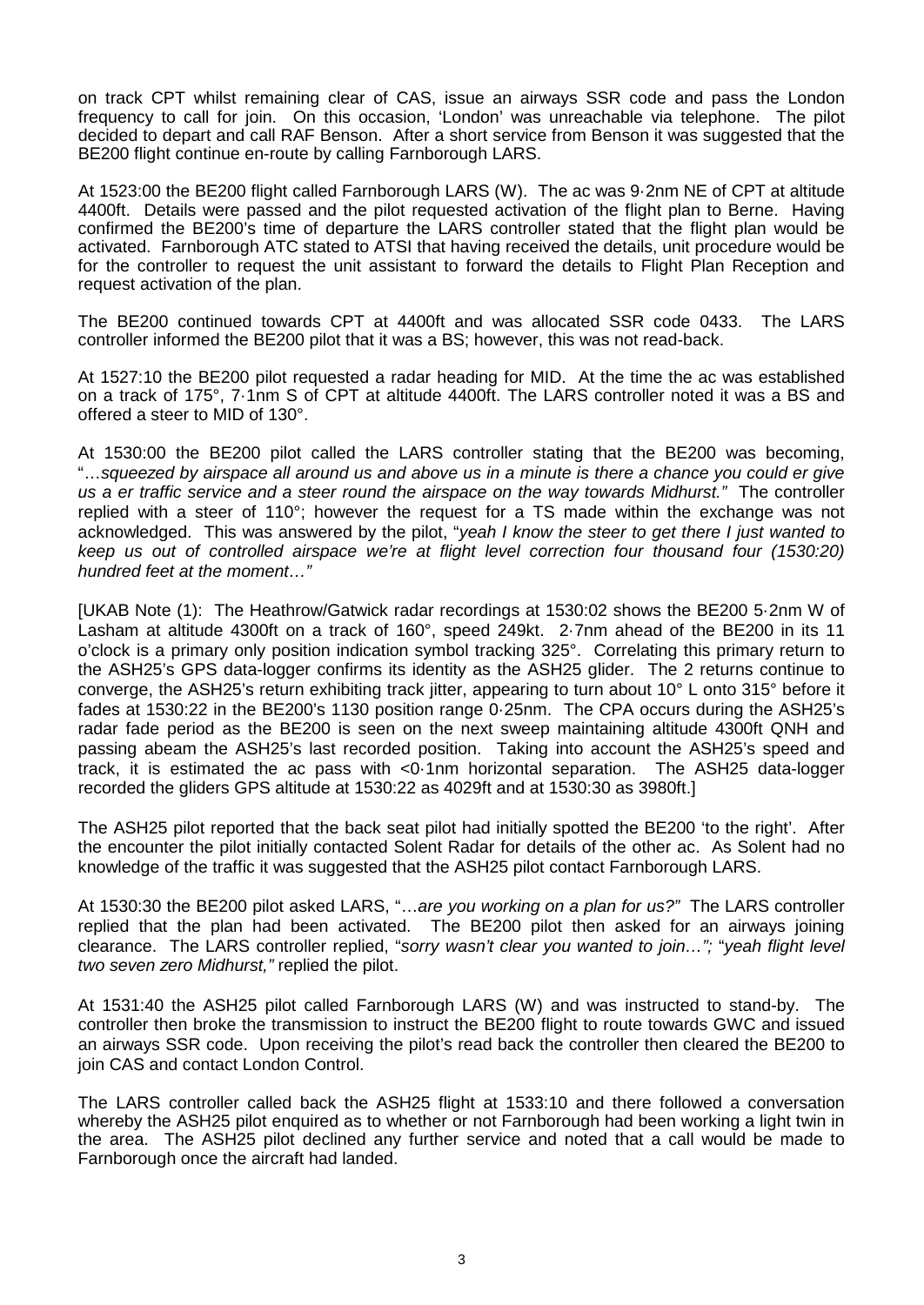on track CPT whilst remaining clear of CAS, issue an airways SSR code and pass the London frequency to call for join. On this occasion, 'London' was unreachable via telephone. The pilot decided to depart and call RAF Benson. After a short service from Benson it was suggested that the BE200 flight continue en-route by calling Farnborough LARS.

At 1523:00 the BE200 flight called Farnborough LARS (W). The ac was 9·2nm NE of CPT at altitude 4400ft. Details were passed and the pilot requested activation of the flight plan to Berne. Having confirmed the BE200's time of departure the LARS controller stated that the flight plan would be activated. Farnborough ATC stated to ATSI that having received the details, unit procedure would be for the controller to request the unit assistant to forward the details to Flight Plan Reception and request activation of the plan.

The BE200 continued towards CPT at 4400ft and was allocated SSR code 0433. The LARS controller informed the BE200 pilot that it was a BS; however, this was not read-back.

At 1527:10 the BE200 pilot requested a radar heading for MID. At the time the ac was established on a track of 175°, 7·1nm S of CPT at altitude 4400ft. The LARS controller noted it was a BS and offered a steer to MID of 130°.

At 1530:00 the BE200 pilot called the LARS controller stating that the BE200 was becoming, "*…squeezed by airspace all around us and above us in a minute is there a chance you could er give us a er traffic service and a steer round the airspace on the way towards Midhurst.*" The controller replied with a steer of 110°; however the request for a TS made within the exchange was not acknowledged. This was answered by the pilot, "*yeah I know the steer to get there I just wanted to keep us out of controlled airspace we're at flight level correction four thousand four (1530:20) hundred feet at the moment…*"

[UKAB Note (1): The Heathrow/Gatwick radar recordings at 1530:02 shows the BE200 5·2nm W of Lasham at altitude 4300ft on a track of 160°, speed 249kt. 2·7nm ahead of the BE200 in its 11 o'clock is a primary only position indication symbol tracking 325°. Correlating this primary return to the ASH25's GPS data-logger confirms its identity as the ASH25 glider. The 2 returns continue to converge, the ASH25's return exhibiting track jitter, appearing to turn about 10° L onto 315° before it fades at 1530:22 in the BE200's 1130 position range 0·25nm. The CPA occurs during the ASH25's radar fade period as the BE200 is seen on the next sweep maintaining altitude 4300ft QNH and passing abeam the ASH25's last recorded position. Taking into account the ASH25's speed and track, it is estimated the ac pass with <0·1nm horizontal separation. The ASH25 data-logger recorded the gliders GPS altitude at 1530:22 as 4029ft and at 1530:30 as 3980ft.]

The ASH25 pilot reported that the back seat pilot had initially spotted the BE200 'to the right'. After the encounter the pilot initially contacted Solent Radar for details of the other ac. As Solent had no knowledge of the traffic it was suggested that the ASH25 pilot contact Farnborough LARS.

At 1530:30 the BE200 pilot asked LARS, "*…are you working on a plan for us?*" The LARS controller replied that the plan had been activated. The BE200 pilot then asked for an airways joining clearance. The LARS controller replied, "*sorry wasn't clear you wanted to join…*"; "*yeah flight level two seven zero Midhurst,*" replied the pilot.

At 1531:40 the ASH25 pilot called Farnborough LARS (W) and was instructed to stand-by. The controller then broke the transmission to instruct the BE200 flight to route towards GWC and issued an airways SSR code. Upon receiving the pilot's read back the controller then cleared the BE200 to join CAS and contact London Control.

The LARS controller called back the ASH25 flight at 1533:10 and there followed a conversation whereby the ASH25 pilot enquired as to whether or not Farnborough had been working a light twin in the area. The ASH25 pilot declined any further service and noted that a call would be made to Farnborough once the aircraft had landed.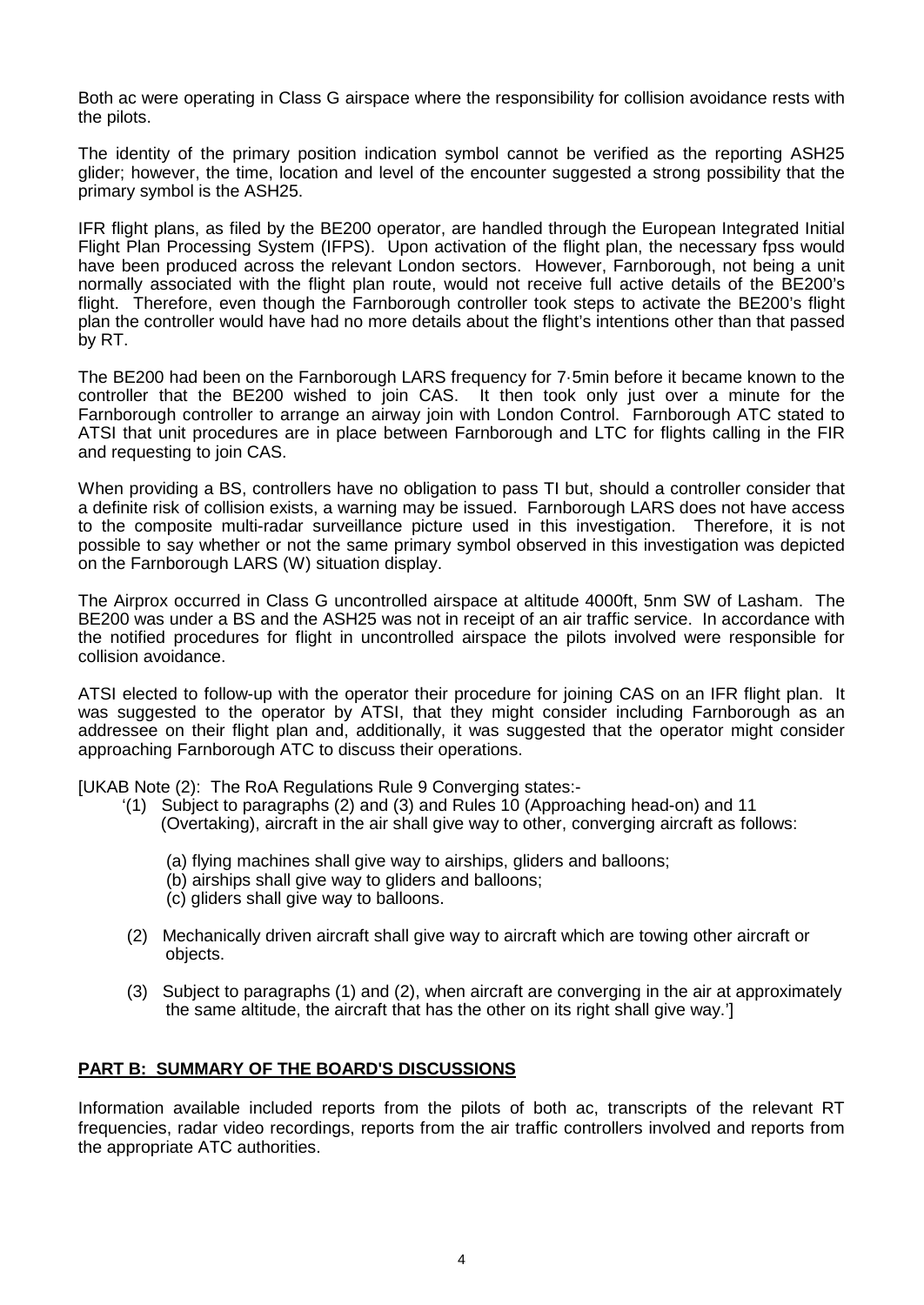Both ac were operating in Class G airspace where the responsibility for collision avoidance rests with the pilots.

The identity of the primary position indication symbol cannot be verified as the reporting ASH25 glider; however, the time, location and level of the encounter suggested a strong possibility that the primary symbol is the ASH25.

IFR flight plans, as filed by the BE200 operator, are handled through the European Integrated Initial Flight Plan Processing System (IFPS). Upon activation of the flight plan, the necessary fpss would have been produced across the relevant London sectors. However, Farnborough, not being a unit normally associated with the flight plan route, would not receive full active details of the BE200's flight. Therefore, even though the Farnborough controller took steps to activate the BE200's flight plan the controller would have had no more details about the flight's intentions other than that passed by RT.

The BE200 had been on the Farnborough LARS frequency for 7·5min before it became known to the controller that the BE200 wished to join CAS. It then took only just over a minute for the Farnborough controller to arrange an airway join with London Control. Farnborough ATC stated to ATSI that unit procedures are in place between Farnborough and LTC for flights calling in the FIR and requesting to join CAS.

When providing a BS, controllers have no obligation to pass TI but, should a controller consider that a definite risk of collision exists, a warning may be issued. Farnborough LARS does not have access to the composite multi-radar surveillance picture used in this investigation. Therefore, it is not possible to say whether or not the same primary symbol observed in this investigation was depicted on the Farnborough LARS (W) situation display.

The Airprox occurred in Class G uncontrolled airspace at altitude 4000ft, 5nm SW of Lasham. The BE200 was under a BS and the ASH25 was not in receipt of an air traffic service. In accordance with the notified procedures for flight in uncontrolled airspace the pilots involved were responsible for collision avoidance.

ATSI elected to follow-up with the operator their procedure for joining CAS on an IFR flight plan. It was suggested to the operator by ATSI, that they might consider including Farnborough as an addressee on their flight plan and, additionally, it was suggested that the operator might consider approaching Farnborough ATC to discuss their operations.

[UKAB Note (2): The RoA Regulations Rule 9 Converging states:-

'(1) Subject to paragraphs (2) and (3) and Rules 10 (Approaching head-on) and 11 (Overtaking), aircraft in the air shall give way to other, converging aircraft as follows:

(a) flying machines shall give way to airships, gliders and balloons;
(b) airships shall give way to gliders and balloons;
(c) gliders shall give way to balloons.

(2) Mechanically driven aircraft shall give way to aircraft which are towing other aircraft or objects.

(3) Subject to paragraphs (1) and (2), when aircraft are converging in the air at approximately the same altitude, the aircraft that has the other on its right shall give way.']

## PART B: SUMMARY OF THE BOARD'S DISCUSSIONS

Information available included reports from the pilots of both ac, transcripts of the relevant RT frequencies, radar video recordings, reports from the air traffic controllers involved and reports from the appropriate ATC authorities.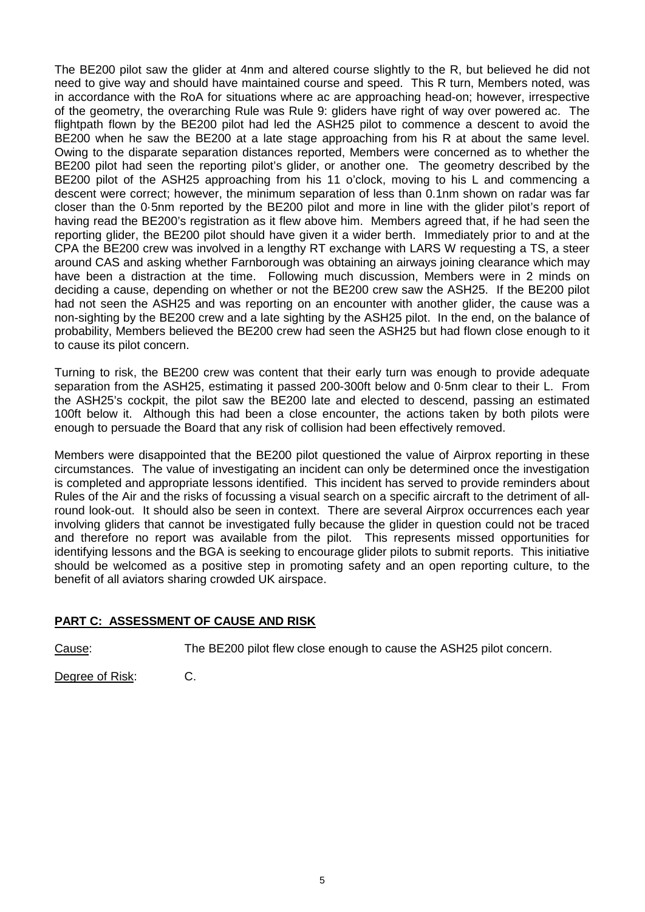The BE200 pilot saw the glider at 4nm and altered course slightly to the R, but believed he did not need to give way and should have maintained course and speed. This R turn, Members noted, was in accordance with the RoA for situations where ac are approaching head-on; however, irrespective of the geometry, the overarching Rule was Rule 9: gliders have right of way over powered ac. The flightpath flown by the BE200 pilot had led the ASH25 pilot to commence a descent to avoid the BE200 when he saw the BE200 at a late stage approaching from his R at about the same level. Owing to the disparate separation distances reported, Members were concerned as to whether the BE200 pilot had seen the reporting pilot's glider, or another one. The geometry described by the BE200 pilot of the ASH25 approaching from his 11 o'clock, moving to his L and commencing a descent were correct; however, the minimum separation of less than 0.1nm shown on radar was far closer than the 0·5nm reported by the BE200 pilot and more in line with the glider pilot's report of having read the BE200's registration as it flew above him. Members agreed that, if he had seen the reporting glider, the BE200 pilot should have given it a wider berth. Immediately prior to and at the CPA the BE200 crew was involved in a lengthy RT exchange with LARS W requesting a TS, a steer around CAS and asking whether Farnborough was obtaining an airways joining clearance which may have been a distraction at the time. Following much discussion, Members were in 2 minds on deciding a cause, depending on whether or not the BE200 crew saw the ASH25. If the BE200 pilot had not seen the ASH25 and was reporting on an encounter with another glider, the cause was a non-sighting by the BE200 crew and a late sighting by the ASH25 pilot. In the end, on the balance of probability, Members believed the BE200 crew had seen the ASH25 but had flown close enough to it to cause its pilot concern.

Turning to risk, the BE200 crew was content that their early turn was enough to provide adequate separation from the ASH25, estimating it passed 200-300ft below and 0·5nm clear to their L. From the ASH25's cockpit, the pilot saw the BE200 late and elected to descend, passing an estimated 100ft below it. Although this had been a close encounter, the actions taken by both pilots were enough to persuade the Board that any risk of collision had been effectively removed.

Members were disappointed that the BE200 pilot questioned the value of Airprox reporting in these circumstances. The value of investigating an incident can only be determined once the investigation is completed and appropriate lessons identified. This incident has served to provide reminders about Rules of the Air and the risks of focussing a visual search on a specific aircraft to the detriment of all-round look-out. It should also be seen in context. There are several Airprox occurrences each year involving gliders that cannot be investigated fully because the glider in question could not be traced and therefore no report was available from the pilot. This represents missed opportunities for identifying lessons and the BGA is seeking to encourage glider pilots to submit reports. This initiative should be welcomed as a positive step in promoting safety and an open reporting culture, to the benefit of all aviators sharing crowded UK airspace.

## PART C: ASSESSMENT OF CAUSE AND RISK

Cause: The BE200 pilot flew close enough to cause the ASH25 pilot concern.

Degree of Risk: C.